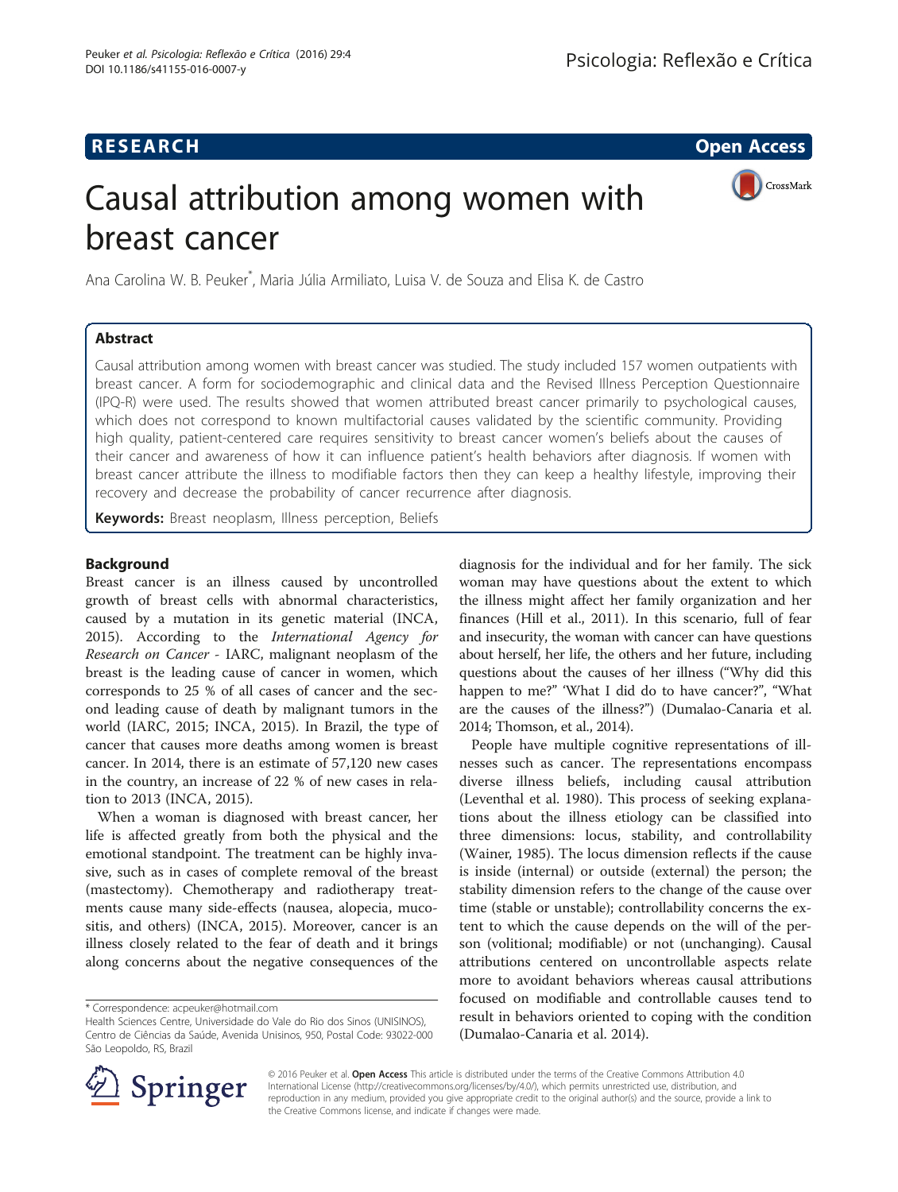RESEARCH Open Access

# Causal attribution among women with breast cancer

Ana Carolina W. B. Peuker*, Maria Júlia Armiliato, Luisa V. de Souza and Elisa K. de Castro

## Abstract

Causal attribution among women with breast cancer was studied. The study included 157 women outpatients with breast cancer. A form for sociodemographic and clinical data and the Revised Illness Perception Questionnaire (IPQ-R) were used. The results showed that women attributed breast cancer primarily to psychological causes, which does not correspond to known multifactorial causes validated by the scientific community. Providing high quality, patient-centered care requires sensitivity to breast cancer women's beliefs about the causes of their cancer and awareness of how it can influence patient's health behaviors after diagnosis. If women with breast cancer attribute the illness to modifiable factors then they can keep a healthy lifestyle, improving their recovery and decrease the probability of cancer recurrence after diagnosis.

**Keywords:** Breast neoplasm, Illness perception, Beliefs

## Background

Breast cancer is an illness caused by uncontrolled growth of breast cells with abnormal characteristics, caused by a mutation in its genetic material (INCA, 2015). According to the *International Agency for Research on Cancer* - IARC, malignant neoplasm of the breast is the leading cause of cancer in women, which corresponds to 25 % of all cases of cancer and the second leading cause of death by malignant tumors in the world (IARC, 2015; INCA, 2015). In Brazil, the type of cancer that causes more deaths among women is breast cancer. In 2014, there is an estimate of 57,120 new cases in the country, an increase of 22 % of new cases in relation to 2013 (INCA, 2015).

When a woman is diagnosed with breast cancer, her life is affected greatly from both the physical and the emotional standpoint. The treatment can be highly invasive, such as in cases of complete removal of the breast (mastectomy). Chemotherapy and radiotherapy treatments cause many side-effects (nausea, alopecia, mucositis, and others) (INCA, 2015). Moreover, cancer is an illness closely related to the fear of death and it brings along concerns about the negative consequences of the diagnosis for the individual and for her family. The sick woman may have questions about the extent to which the illness might affect her family organization and her finances (Hill et al., 2011). In this scenario, full of fear and insecurity, the woman with cancer can have questions about herself, her life, the others and her future, including questions about the causes of her illness ("Why did this happen to me?" 'What I did do to have cancer?", "What are the causes of the illness?") (Dumalao-Canaria et al. 2014; Thomson, et al., 2014).

People have multiple cognitive representations of illnesses such as cancer. The representations encompass diverse illness beliefs, including causal attribution (Leventhal et al. 1980). This process of seeking explanations about the illness etiology can be classified into three dimensions: locus, stability, and controllability (Wainer, 1985). The locus dimension reflects if the cause is inside (internal) or outside (external) the person; the stability dimension refers to the change of the cause over time (stable or unstable); controllability concerns the extent to which the cause depends on the will of the person (volitional; modifiable) or not (unchanging). Causal attributions centered on uncontrollable aspects relate more to avoidant behaviors whereas causal attributions focused on modifiable and controllable causes tend to result in behaviors oriented to coping with the condition (Dumalao-Canaria et al. 2014).

* Correspondence: acpeuker@hotmail.com
Health Sciences Centre, Universidade do Vale do Rio dos Sinos (UNISINOS), Centro de Ciências da Saúde, Avenida Unisinos, 950, Postal Code: 93022-000 São Leopoldo, RS, Brazil

© 2016 Peuker et al. **Open Access** This article is distributed under the terms of the Creative Commons Attribution 4.0 International License (http://creativecommons.org/licenses/by/4.0/), which permits unrestricted use, distribution, and reproduction in any medium, provided you give appropriate credit to the original author(s) and the source, provide a link to the Creative Commons license, and indicate if changes were made.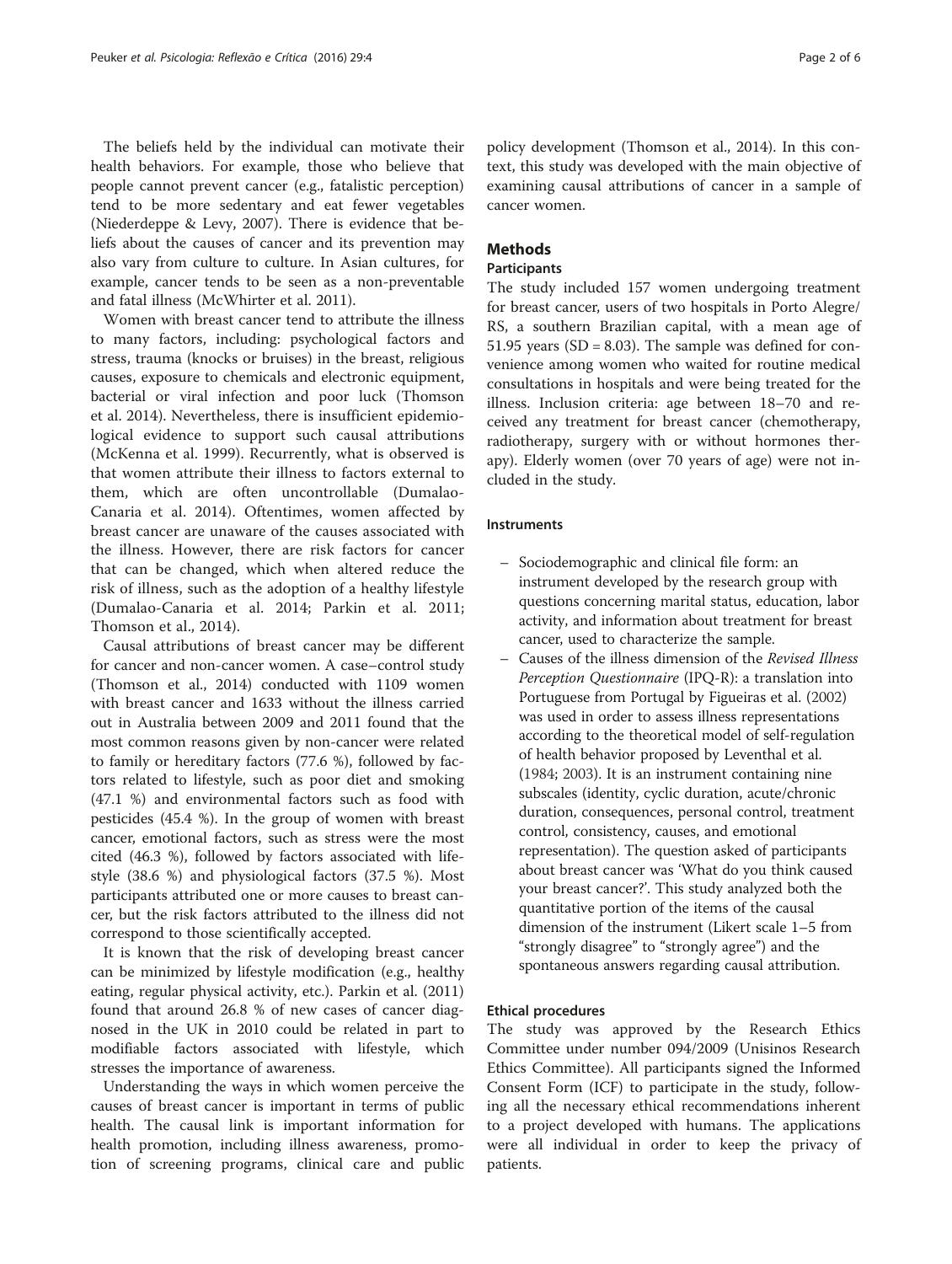The beliefs held by the individual can motivate their health behaviors. For example, those who believe that people cannot prevent cancer (e.g., fatalistic perception) tend to be more sedentary and eat fewer vegetables (Niederdeppe & Levy, 2007). There is evidence that beliefs about the causes of cancer and its prevention may also vary from culture to culture. In Asian cultures, for example, cancer tends to be seen as a non-preventable and fatal illness (McWhirter et al. 2011).

Women with breast cancer tend to attribute the illness to many factors, including: psychological factors and stress, trauma (knocks or bruises) in the breast, religious causes, exposure to chemicals and electronic equipment, bacterial or viral infection and poor luck (Thomson et al. 2014). Nevertheless, there is insufficient epidemiological evidence to support such causal attributions (McKenna et al. 1999). Recurrently, what is observed is that women attribute their illness to factors external to them, which are often uncontrollable (Dumalao-Canaria et al. 2014). Oftentimes, women affected by breast cancer are unaware of the causes associated with the illness. However, there are risk factors for cancer that can be changed, which when altered reduce the risk of illness, such as the adoption of a healthy lifestyle (Dumalao-Canaria et al. 2014; Parkin et al. 2011; Thomson et al., 2014).

Causal attributions of breast cancer may be different for cancer and non-cancer women. A case–control study (Thomson et al., 2014) conducted with 1109 women with breast cancer and 1633 without the illness carried out in Australia between 2009 and 2011 found that the most common reasons given by non-cancer were related to family or hereditary factors (77.6 %), followed by factors related to lifestyle, such as poor diet and smoking (47.1 %) and environmental factors such as food with pesticides (45.4 %). In the group of women with breast cancer, emotional factors, such as stress were the most cited (46.3 %), followed by factors associated with lifestyle (38.6 %) and physiological factors (37.5 %). Most participants attributed one or more causes to breast cancer, but the risk factors attributed to the illness did not correspond to those scientifically accepted.

It is known that the risk of developing breast cancer can be minimized by lifestyle modification (e.g., healthy eating, regular physical activity, etc.). Parkin et al. (2011) found that around 26.8 % of new cases of cancer diagnosed in the UK in 2010 could be related in part to modifiable factors associated with lifestyle, which stresses the importance of awareness.

Understanding the ways in which women perceive the causes of breast cancer is important in terms of public health. The causal link is important information for health promotion, including illness awareness, promotion of screening programs, clinical care and public policy development (Thomson et al., 2014). In this context, this study was developed with the main objective of examining causal attributions of cancer in a sample of cancer women.

## Methods

### Participants

The study included 157 women undergoing treatment for breast cancer, users of two hospitals in Porto Alegre/RS, a southern Brazilian capital, with a mean age of 51.95 years (SD = 8.03). The sample was defined for convenience among women who waited for routine medical consultations in hospitals and were being treated for the illness. Inclusion criteria: age between 18–70 and received any treatment for breast cancer (chemotherapy, radiotherapy, surgery with or without hormones therapy). Elderly women (over 70 years of age) were not included in the study.

### Instruments

- Sociodemographic and clinical file form: an instrument developed by the research group with questions concerning marital status, education, labor activity, and information about treatment for breast cancer, used to characterize the sample.
- Causes of the illness dimension of the *Revised Illness Perception Questionnaire* (IPQ-R): a translation into Portuguese from Portugal by Figueiras et al. (2002) was used in order to assess illness representations according to the theoretical model of self-regulation of health behavior proposed by Leventhal et al. (1984; 2003). It is an instrument containing nine subscales (identity, cyclic duration, acute/chronic duration, consequences, personal control, treatment control, consistency, causes, and emotional representation). The question asked of participants about breast cancer was 'What do you think caused your breast cancer?'. This study analyzed both the quantitative portion of the items of the causal dimension of the instrument (Likert scale 1–5 from "strongly disagree" to "strongly agree") and the spontaneous answers regarding causal attribution.

### Ethical procedures

The study was approved by the Research Ethics Committee under number 094/2009 (Unisinos Research Ethics Committee). All participants signed the Informed Consent Form (ICF) to participate in the study, following all the necessary ethical recommendations inherent to a project developed with humans. The applications were all individual in order to keep the privacy of patients.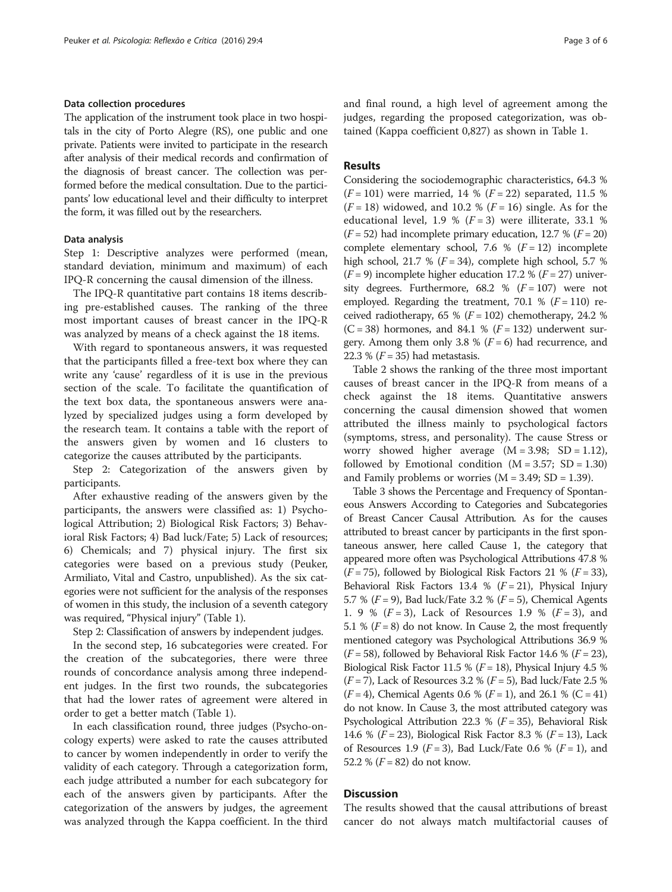### Data collection procedures

The application of the instrument took place in two hospitals in the city of Porto Alegre (RS), one public and one private. Patients were invited to participate in the research after analysis of their medical records and confirmation of the diagnosis of breast cancer. The collection was performed before the medical consultation. Due to the participants' low educational level and their difficulty to interpret the form, it was filled out by the researchers.

### Data analysis

Step 1: Descriptive analyzes were performed (mean, standard deviation, minimum and maximum) of each IPQ-R concerning the causal dimension of the illness.

The IPQ-R quantitative part contains 18 items describing pre-established causes. The ranking of the three most important causes of breast cancer in the IPQ-R was analyzed by means of a check against the 18 items.

With regard to spontaneous answers, it was requested that the participants filled a free-text box where they can write any 'cause' regardless of it is use in the previous section of the scale. To facilitate the quantification of the text box data, the spontaneous answers were analyzed by specialized judges using a form developed by the research team. It contains a table with the report of the answers given by women and 16 clusters to categorize the causes attributed by the participants.

Step 2: Categorization of the answers given by participants.

After exhaustive reading of the answers given by the participants, the answers were classified as: 1) Psychological Attribution; 2) Biological Risk Factors; 3) Behavioral Risk Factors; 4) Bad luck/Fate; 5) Lack of resources; 6) Chemicals; and 7) physical injury. The first six categories were based on a previous study (Peuker, Armiliato, Vital and Castro, unpublished). As the six categories were not sufficient for the analysis of the responses of women in this study, the inclusion of a seventh category was required, "Physical injury" (Table 1).

Step 2: Classification of answers by independent judges.

In the second step, 16 subcategories were created. For the creation of the subcategories, there were three rounds of concordance analysis among three independent judges. In the first two rounds, the subcategories that had the lower rates of agreement were altered in order to get a better match (Table 1).

In each classification round, three judges (Psycho-oncology experts) were asked to rate the causes attributed to cancer by women independently in order to verify the validity of each category. Through a categorization form, each judge attributed a number for each subcategory for each of the answers given by participants. After the categorization of the answers by judges, the agreement was analyzed through the Kappa coefficient. In the third and final round, a high level of agreement among the judges, regarding the proposed categorization, was obtained (Kappa coefficient 0,827) as shown in Table 1.

## Results

Considering the sociodemographic characteristics, 64.3 % ($F = 101$) were married, 14 % ($F = 22$) separated, 11.5 % ($F = 18$) widowed, and 10.2 % ($F = 16$) single. As for the educational level, 1.9 % ($F = 3$) were illiterate, 33.1 % ($F = 52$) had incomplete primary education, 12.7 % ($F = 20$) complete elementary school, 7.6 % ($F = 12$) incomplete high school, 21.7 % ($F = 34$), complete high school, 5.7 % ($F = 9$) incomplete higher education 17.2 % ($F = 27$) university degrees. Furthermore, 68.2 % ($F = 107$) were not employed. Regarding the treatment, 70.1 % ($F = 110$) received radiotherapy, 65 % ($F = 102$) chemotherapy, 24.2 % ($C = 38$) hormones, and 84.1 % ($F = 132$) underwent surgery. Among them only 3.8 % ($F = 6$) had recurrence, and 22.3 % ($F = 35$) had metastasis.

Table 2 shows the ranking of the three most important causes of breast cancer in the IPQ-R from means of a check against the 18 items. Quantitative answers concerning the causal dimension showed that women attributed the illness mainly to psychological factors (symptoms, stress, and personality). The cause Stress or worry showed higher average ($M = 3.98$; $SD = 1.12$), followed by Emotional condition ($M = 3.57$; $SD = 1.30$) and Family problems or worries ($M = 3.49$; $SD = 1.39$).

Table 3 shows the Percentage and Frequency of Spontaneous Answers According to Categories and Subcategories of Breast Cancer Causal Attribution. As for the causes attributed to breast cancer by participants in the first spontaneous answer, here called Cause 1, the category that appeared more often was Psychological Attributions 47.8 % ($F = 75$), followed by Biological Risk Factors 21 % ($F = 33$), Behavioral Risk Factors 13.4 % ($F = 21$), Physical Injury 5.7 % ($F = 9$), Bad luck/Fate 3.2 % ($F = 5$), Chemical Agents 1. 9 % ($F = 3$), Lack of Resources 1.9 % ($F = 3$), and 5.1 % ($F = 8$) do not know. In Cause 2, the most frequently mentioned category was Psychological Attributions 36.9 % ($F = 58$), followed by Behavioral Risk Factor 14.6 % ($F = 23$), Biological Risk Factor 11.5 % ($F = 18$), Physical Injury 4.5 % ($F = 7$), Lack of Resources 3.2 % ($F = 5$), Bad luck/Fate 2.5 % ($F = 4$), Chemical Agents 0.6 % ($F = 1$), and 26.1 % ($C = 41$) do not know. In Cause 3, the most attributed category was Psychological Attribution 22.3 % ($F = 35$), Behavioral Risk 14.6 % ($F = 23$), Biological Risk Factor 8.3 % ($F = 13$), Lack of Resources 1.9 ($F = 3$), Bad Luck/Fate 0.6 % ($F = 1$), and 52.2 % ($F = 82$) do not know.

## Discussion

The results showed that the causal attributions of breast cancer do not always match multifactorial causes of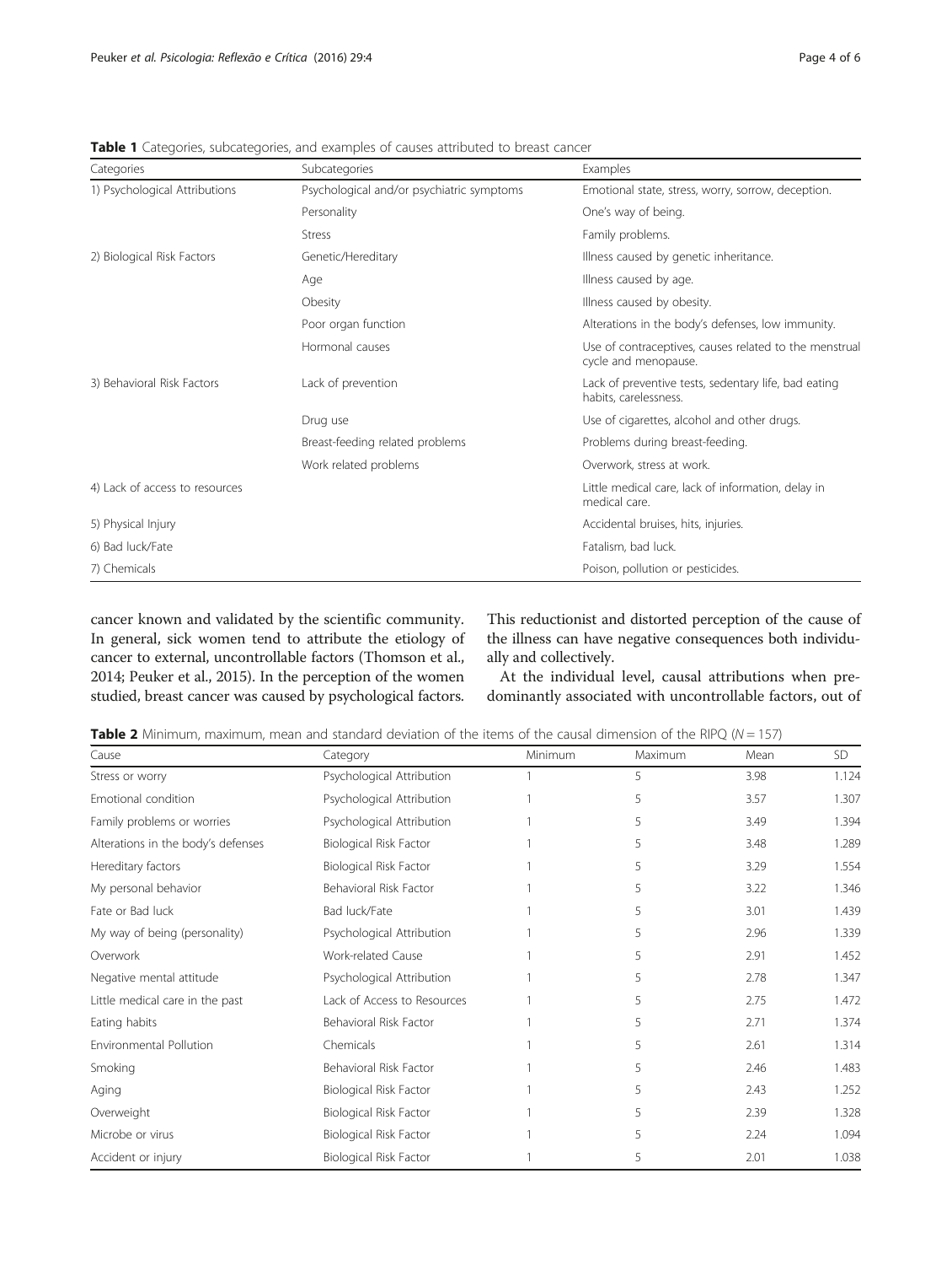**Table 1** Categories, subcategories, and examples of causes attributed to breast cancer

| Categories | Subcategories | Examples |
|---|---|---|
| 1) Psychological Attributions | Psychological and/or psychiatric symptoms | Emotional state, stress, worry, sorrow, deception. |
| | Personality | One's way of being. |
| | Stress | Family problems. |
| 2) Biological Risk Factors | Genetic/Hereditary | Illness caused by genetic inheritance. |
| | Age | Illness caused by age. |
| | Obesity | Illness caused by obesity. |
| | Poor organ function | Alterations in the body's defenses, low immunity. |
| | Hormonal causes | Use of contraceptives, causes related to the menstrual cycle and menopause. |
| 3) Behavioral Risk Factors | Lack of prevention | Lack of preventive tests, sedentary life, bad eating habits, carelessness. |
| | Drug use | Use of cigarettes, alcohol and other drugs. |
| | Breast-feeding related problems | Problems during breast-feeding. |
| | Work related problems | Overwork, stress at work. |
| 4) Lack of access to resources | | Little medical care, lack of information, delay in medical care. |
| 5) Physical Injury | | Accidental bruises, hits, injuries. |
| 6) Bad luck/Fate | | Fatalism, bad luck. |
| 7) Chemicals | | Poison, pollution or pesticides. |

cancer known and validated by the scientific community. In general, sick women tend to attribute the etiology of cancer to external, uncontrollable factors (Thomson et al., 2014; Peuker et al., 2015). In the perception of the women studied, breast cancer was caused by psychological factors. This reductionist and distorted perception of the cause of the illness can have negative consequences both individually and collectively.

At the individual level, causal attributions when predominantly associated with uncontrollable factors, out of

**Table 2** Minimum, maximum, mean and standard deviation of the items of the causal dimension of the RIPQ ($N = 157$)

| Cause | Category | Minimum | Maximum | Mean | SD |
|---|---|---|---|---|---|
| Stress or worry | Psychological Attribution | 1 | 5 | 3.98 | 1.124 |
| Emotional condition | Psychological Attribution | 1 | 5 | 3.57 | 1.307 |
| Family problems or worries | Psychological Attribution | 1 | 5 | 3.49 | 1.394 |
| Alterations in the body's defenses | Biological Risk Factor | 1 | 5 | 3.48 | 1.289 |
| Hereditary factors | Biological Risk Factor | 1 | 5 | 3.29 | 1.554 |
| My personal behavior | Behavioral Risk Factor | 1 | 5 | 3.22 | 1.346 |
| Fate or Bad luck | Bad luck/Fate | 1 | 5 | 3.01 | 1.439 |
| My way of being (personality) | Psychological Attribution | 1 | 5 | 2.96 | 1.339 |
| Overwork | Work-related Cause | 1 | 5 | 2.91 | 1.452 |
| Negative mental attitude | Psychological Attribution | 1 | 5 | 2.78 | 1.347 |
| Little medical care in the past | Lack of Access to Resources | 1 | 5 | 2.75 | 1.472 |
| Eating habits | Behavioral Risk Factor | 1 | 5 | 2.71 | 1.374 |
| Environmental Pollution | Chemicals | 1 | 5 | 2.61 | 1.314 |
| Smoking | Behavioral Risk Factor | 1 | 5 | 2.46 | 1.483 |
| Aging | Biological Risk Factor | 1 | 5 | 2.43 | 1.252 |
| Overweight | Biological Risk Factor | 1 | 5 | 2.39 | 1.328 |
| Microbe or virus | Biological Risk Factor | 1 | 5 | 2.24 | 1.094 |
| Accident or injury | Biological Risk Factor | 1 | 5 | 2.01 | 1.038 |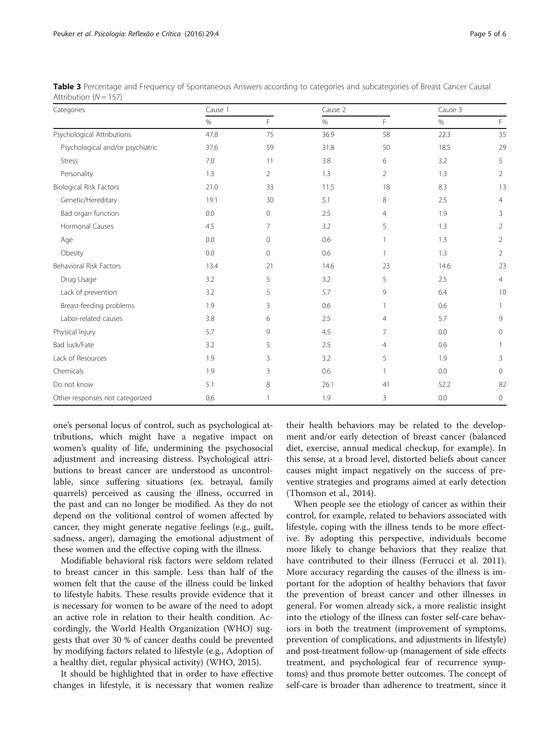**Table 3** Percentage and Frequency of Spontaneous Answers according to categories and subcategories of Breast Cancer Causal Attribution ($N = 157$)

| Categories | Cause 1 | | Cause 2 | | Cause 3 | |
|---|---|---|---|---|---|---|
| | % | F | % | F | % | F |
| Psychological Attributions | 47.8 | 75 | 36.9 | 58 | 22.3 | 35 |
| Psychological and/or psychiatric | 37.6 | 59 | 31.8 | 50 | 18.5 | 29 |
| Stress | 7.0 | 11 | 3.8 | 6 | 3.2 | 5 |
| Personality | 1.3 | 2 | 1.3 | 2 | 1.3 | 2 |
| Biological Risk Factors | 21.0 | 33 | 11.5 | 18 | 8.3 | 13 |
| Genetic/Hereditary | 19.1 | 30 | 5.1 | 8 | 2.5 | 4 |
| Bad organ function | 0.0 | 0 | 2.5 | 4 | 1.9 | 3 |
| Hormonal Causes | 4.5 | 7 | 3.2 | 5 | 1.3 | 2 |
| Age | 0.0 | 0 | 0.6 | 1 | 1.3 | 2 |
| Obesity | 0.0 | 0 | 0.6 | 1 | 1.3 | 2 |
| Behavioral Risk Factors | 13.4 | 21 | 14.6 | 23 | 14.6 | 23 |
| Drug Usage | 3.2 | 5 | 3.2 | 5 | 2.5 | 4 |
| Lack of prevention | 3.2 | 5 | 5.7 | 9 | 6.4 | 10 |
| Breast-feeding problems | 1.9 | 3 | 0.6 | 1 | 0.6 | 1 |
| Labor-related causes | 3.8 | 6 | 2.5 | 4 | 5.7 | 9 |
| Physical Injury | 5.7 | 9 | 4.5 | 7 | 0.0 | 0 |
| Bad luck/Fate | 3.2 | 5 | 2.5 | 4 | 0.6 | 1 |
| Lack of Resources | 1.9 | 3 | 3.2 | 5 | 1.9 | 3 |
| Chemicals | 1.9 | 3 | 0.6 | 1 | 0.0 | 0 |
| Do not know | 5.1 | 8 | 26.1 | 41 | 52.2 | 82 |
| Other responses not categorized | 0,6 | 1 | 1.9 | 3 | 0.0 | 0 |

one's personal locus of control, such as psychological attributions, which might have a negative impact on women's quality of life, undermining the psychosocial adjustment and increasing distress. Psychological attributions to breast cancer are understood as uncontrollable, since suffering situations (ex. betrayal, family quarrels) perceived as causing the illness, occurred in the past and can no longer be modified. As they do not depend on the volitional control of women affected by cancer, they might generate negative feelings (e.g., guilt, sadness, anger), damaging the emotional adjustment of these women and the effective coping with the illness.

Modifiable behavioral risk factors were seldom related to breast cancer in this sample. Less than half of the women felt that the cause of the illness could be linked to lifestyle habits. These results provide evidence that it is necessary for women to be aware of the need to adopt an active role in relation to their health condition. Accordingly, the World Health Organization (WHO) suggests that over 30 % of cancer deaths could be prevented by modifying factors related to lifestyle (e.g., Adoption of a healthy diet, regular physical activity) (WHO, 2015).

It should be highlighted that in order to have effective changes in lifestyle, it is necessary that women realize their health behaviors may be related to the development and/or early detection of breast cancer (balanced diet, exercise, annual medical checkup, for example). In this sense, at a broad level, distorted beliefs about cancer causes might impact negatively on the success of preventive strategies and programs aimed at early detection (Thomson et al., 2014).

When people see the etiology of cancer as within their control, for example, related to behaviors associated with lifestyle, coping with the illness tends to be more effective. By adopting this perspective, individuals become more likely to change behaviors that they realize that have contributed to their illness (Ferrucci et al. 2011). More accuracy regarding the causes of the illness is important for the adoption of healthy behaviors that favor the prevention of breast cancer and other illnesses in general. For women already sick, a more realistic insight into the etiology of the illness can foster self-care behaviors in both the treatment (improvement of symptoms, prevention of complications, and adjustments in lifestyle) and post-treatment follow-up (management of side effects treatment, and psychological fear of recurrence symptoms) and thus promote better outcomes. The concept of self-care is broader than adherence to treatment, since it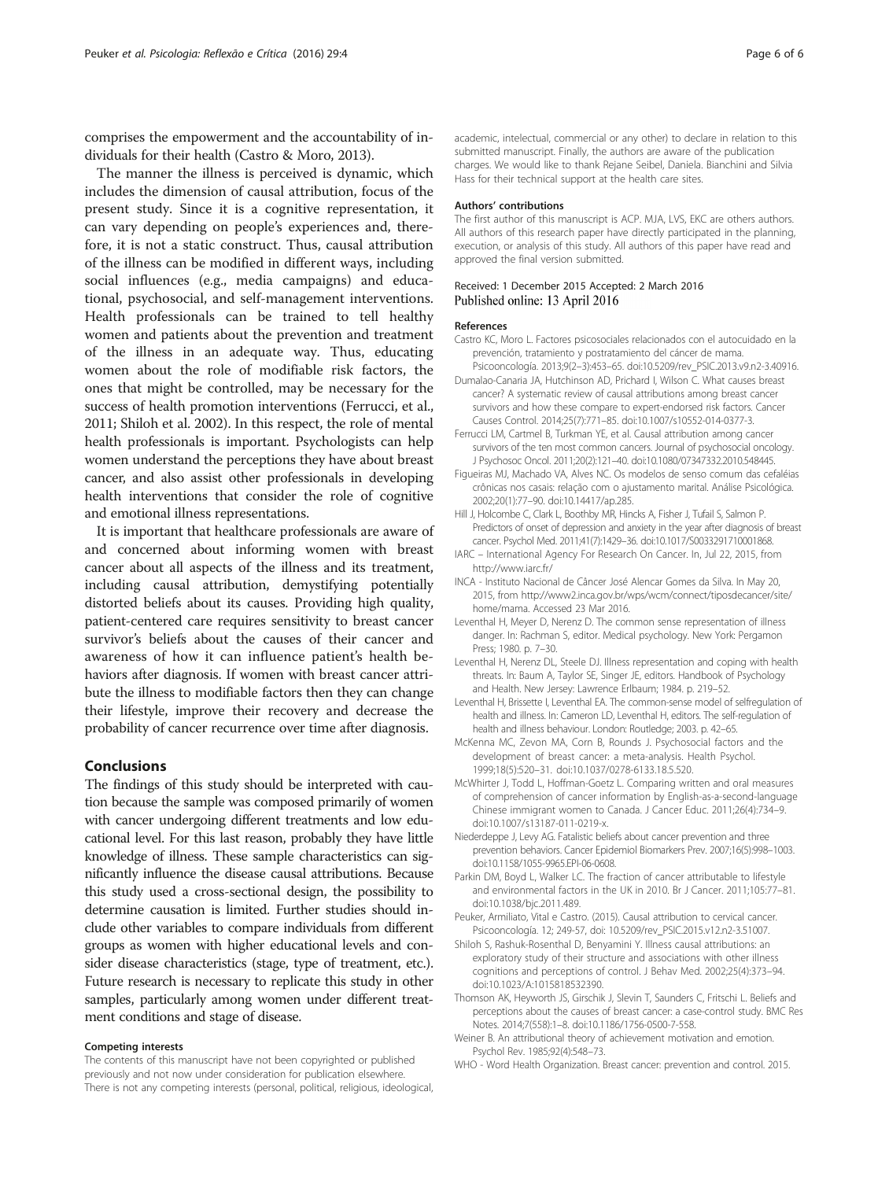comprises the empowerment and the accountability of individuals for their health (Castro & Moro, 2013).

The manner the illness is perceived is dynamic, which includes the dimension of causal attribution, focus of the present study. Since it is a cognitive representation, it can vary depending on people's experiences and, therefore, it is not a static construct. Thus, causal attribution of the illness can be modified in different ways, including social influences (e.g., media campaigns) and educational, psychosocial, and self-management interventions. Health professionals can be trained to tell healthy women and patients about the prevention and treatment of the illness in an adequate way. Thus, educating women about the role of modifiable risk factors, the ones that might be controlled, may be necessary for the success of health promotion interventions (Ferrucci, et al., 2011; Shiloh et al. 2002). In this respect, the role of mental health professionals is important. Psychologists can help women understand the perceptions they have about breast cancer, and also assist other professionals in developing health interventions that consider the role of cognitive and emotional illness representations.

It is important that healthcare professionals are aware of and concerned about informing women with breast cancer about all aspects of the illness and its treatment, including causal attribution, demystifying potentially distorted beliefs about its causes. Providing high quality, patient-centered care requires sensitivity to breast cancer survivor's beliefs about the causes of their cancer and awareness of how it can influence patient's health behaviors after diagnosis. If women with breast cancer attribute the illness to modifiable factors then they can change their lifestyle, improve their recovery and decrease the probability of cancer recurrence over time after diagnosis.

## Conclusions

The findings of this study should be interpreted with caution because the sample was composed primarily of women with cancer undergoing different treatments and low educational level. For this last reason, probably they have little knowledge of illness. These sample characteristics can significantly influence the disease causal attributions. Because this study used a cross-sectional design, the possibility to determine causation is limited. Further studies should include other variables to compare individuals from different groups as women with higher educational levels and consider disease characteristics (stage, type of treatment, etc.). Future research is necessary to replicate this study in other samples, particularly among women under different treatment conditions and stage of disease.

#### Competing interests

The contents of this manuscript have not been copyrighted or published previously and not now under consideration for publication elsewhere. There is not any competing interests (personal, political, religious, ideological, academic, intelectual, commercial or any other) to declare in relation to this submitted manuscript. Finally, the authors are aware of the publication charges. We would like to thank Rejane Seibel, Daniela. Bianchini and Silvia Hass for their technical support at the health care sites.

#### Authors' contributions

The first author of this manuscript is ACP. MJA, LVS, EKC are others authors. All authors of this research paper have directly participated in the planning, execution, or analysis of this study. All authors of this paper have read and approved the final version submitted.

Received: 1 December 2015 Accepted: 2 March 2016
Published online: 13 April 2016

#### References

- Castro KC, Moro L. Factores psicosociales relacionados con el autocuidado en la prevención, tratamiento y postratamiento del cáncer de mama. Psicooncología. 2013;9(2–3):453–65. doi:10.5209/rev_PSIC.2013.v9.n2-3.40916.
- Dumalao-Canaria JA, Hutchinson AD, Prichard I, Wilson C. What causes breast cancer? A systematic review of causal attributions among breast cancer survivors and how these compare to expert-endorsed risk factors. Cancer Causes Control. 2014;25(7):771–85. doi:10.1007/s10552-014-0377-3.
- Ferrucci LM, Cartmel B, Turkman YE, et al. Causal attribution among cancer survivors of the ten most common cancers. Journal of psychosocial oncology. J Psychosoc Oncol. 2011;20(2):121–40. doi:10.1080/07347332.2010.548445.
- Figueiras MJ, Machado VA, Alves NC. Os modelos de senso comum das cefaléias crônicas nos casais: relação com o ajustamento marital. Análise Psicológica. 2002;20(1):77–90. doi:10.14417/ap.285.
- Hill J, Holcombe C, Clark L, Boothby MR, Hincks A, Fisher J, Tufail S, Salmon P. Predictors of onset of depression and anxiety in the year after diagnosis of breast cancer. Psychol Med. 2011;41(7):1429–36. doi:10.1017/S0033291710001868.
- IARC – International Agency For Research On Cancer. In, Jul 22, 2015, from http://www.iarc.fr/
- INCA - Instituto Nacional de Câncer José Alencar Gomes da Silva. In May 20, 2015, from http://www2.inca.gov.br/wps/wcm/connect/tiposdecancer/site/home/mama. Accessed 23 Mar 2016.
- Leventhal H, Meyer D, Nerenz D. The common sense representation of illness danger. In: Rachman S, editor. Medical psychology. New York: Pergamon Press; 1980. p. 7–30.
- Leventhal H, Nerenz DL, Steele DJ. Illness representation and coping with health threats. In: Baum A, Taylor SE, Singer JE, editors. Handbook of Psychology and Health. New Jersey: Lawrence Erlbaum; 1984. p. 219–52.
- Leventhal H, Brissette I, Leventhal EA. The common-sense model of selfregulation of health and illness. In: Cameron LD, Leventhal H, editors. The self-regulation of health and illness behaviour. London: Routledge; 2003. p. 42–65.
- McKenna MC, Zevon MA, Corn B, Rounds J. Psychosocial factors and the development of breast cancer: a meta-analysis. Health Psychol. 1999;18(5):520–31. doi:10.1037/0278-6133.18.5.520.
- McWhirter J, Todd L, Hoffman-Goetz L. Comparing written and oral measures of comprehension of cancer information by English-as-a-second-language Chinese immigrant women to Canada. J Cancer Educ. 2011;26(4):734–9. doi:10.1007/s13187-011-0219-x.
- Niederdeppe J, Levy AG. Fatalistic beliefs about cancer prevention and three prevention behaviors. Cancer Epidemiol Biomarkers Prev. 2007;16(5):998–1003. doi:10.1158/1055-9965.EPI-06-0608.
- Parkin DM, Boyd L, Walker LC. The fraction of cancer attributable to lifestyle and environmental factors in the UK in 2010. Br J Cancer. 2011;105:77–81. doi:10.1038/bjc.2011.489.
- Peuker, Armiliato, Vital e Castro. (2015). Causal attribution to cervical cancer. Psicooncología. 12; 249-57, doi: 10.5209/rev_PSIC.2015.v12.n2-3.51007.
- Shiloh S, Rashuk-Rosenthal D, Benyamini Y. Illness causal attributions: an exploratory study of their structure and associations with other illness cognitions and perceptions of control. J Behav Med. 2002;25(4):373–94. doi:10.1023/A:1015818532390.
- Thomson AK, Heyworth JS, Girschik J, Slevin T, Saunders C, Fritschi L. Beliefs and perceptions about the causes of breast cancer: a case-control study. BMC Res Notes. 2014;7(558):1–8. doi:10.1186/1756-0500-7-558.
- Weiner B. An attributional theory of achievement motivation and emotion. Psychol Rev. 1985;92(4):548–73.
- WHO - Word Health Organization. Breast cancer: prevention and control. 2015.